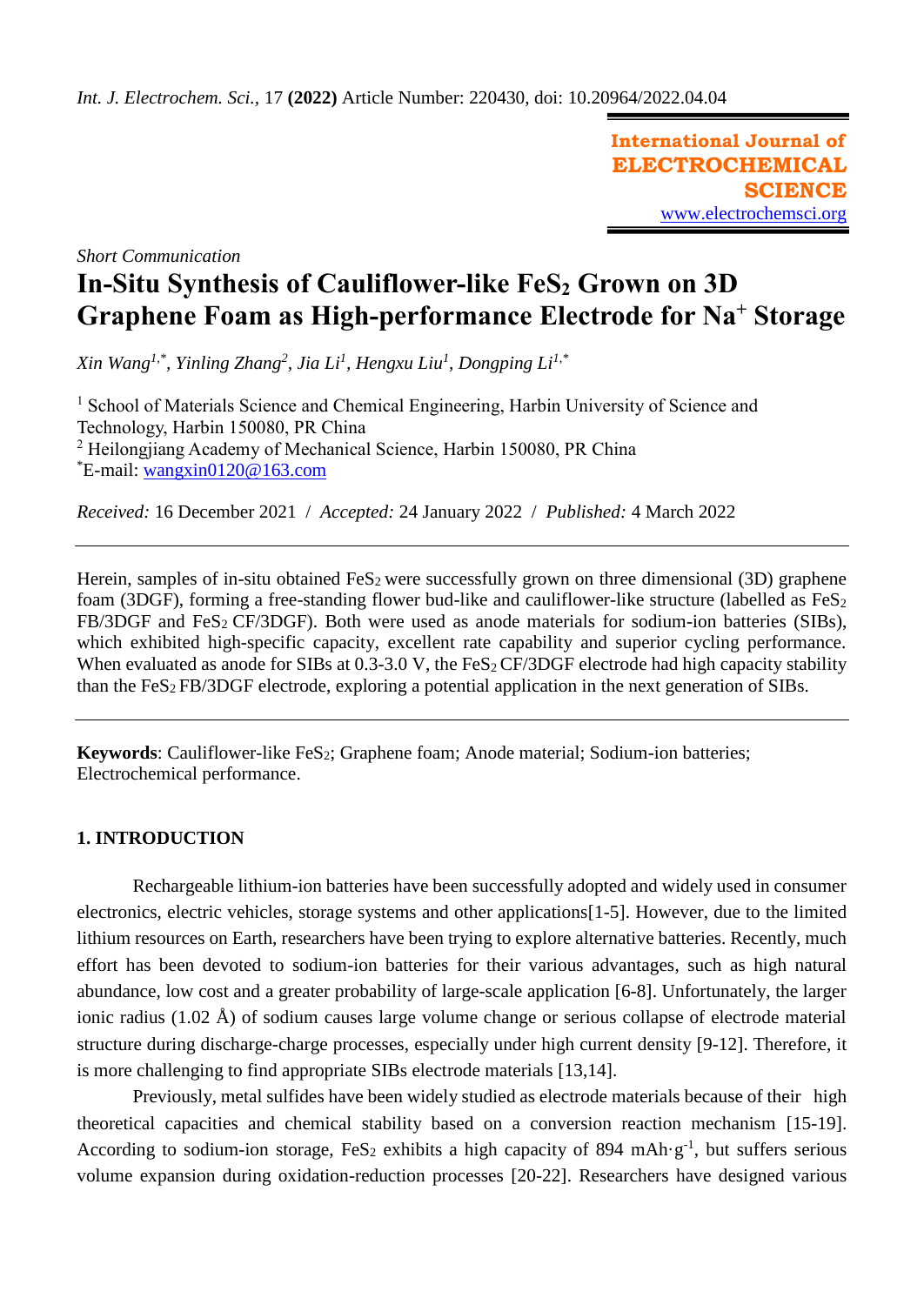*Short Communication*

# In-Situ Synthesis of Cauliflower-like $FeS_2$ Grown on 3D Graphene Foam as High-performance Electrode for $Na^+$ Storage

*Xin Wang[1,*], Yinling Zhang[2], Jia Li[1], Hengxu Liu[1], Dongping Li[1,*]*

[1] School of Materials Science and Chemical Engineering, Harbin University of Science and Technology, Harbin 150080, PR China
[2] Heilongjiang Academy of Mechanical Science, Harbin 150080, PR China
*E-mail: wangxin0120@163.com

*Received:* 16 December 2021 / *Accepted:* 24 January 2022 / *Published:* 4 March 2022

---

Herein, samples of in-situ obtained $FeS_2$ were successfully grown on three dimensional (3D) graphene foam (3DGF), forming a free-standing flower bud-like and cauliflower-like structure (labelled as $FeS_2$ FB/3DGF and $FeS_2$ CF/3DGF). Both were used as anode materials for sodium-ion batteries (SIBs), which exhibited high-specific capacity, excellent rate capability and superior cycling performance. When evaluated as anode for SIBs at 0.3-3.0 V, the $FeS_2$ CF/3DGF electrode had high capacity stability than the $FeS_2$ FB/3DGF electrode, exploring a potential application in the next generation of SIBs.

---

**Keywords**: Cauliflower-like $FeS_2$; Graphene foam; Anode material; Sodium-ion batteries; Electrochemical performance.

## 1. INTRODUCTION

Rechargeable lithium-ion batteries have been successfully adopted and widely used in consumer electronics, electric vehicles, storage systems and other applications[1-5]. However, due to the limited lithium resources on Earth, researchers have been trying to explore alternative batteries. Recently, much effort has been devoted to sodium-ion batteries for their various advantages, such as high natural abundance, low cost and a greater probability of large-scale application [6-8]. Unfortunately, the larger ionic radius (1.02 Å) of sodium causes large volume change or serious collapse of electrode material structure during discharge-charge processes, especially under high current density [9-12]. Therefore, it is more challenging to find appropriate SIBs electrode materials [13,14].

Previously, metal sulfides have been widely studied as electrode materials because of their high theoretical capacities and chemical stability based on a conversion reaction mechanism [15-19]. According to sodium-ion storage, $FeS_2$ exhibits a high capacity of 894 $mAh{\cdot}g^{-1}$, but suffers serious volume expansion during oxidation-reduction processes [20-22]. Researchers have designed various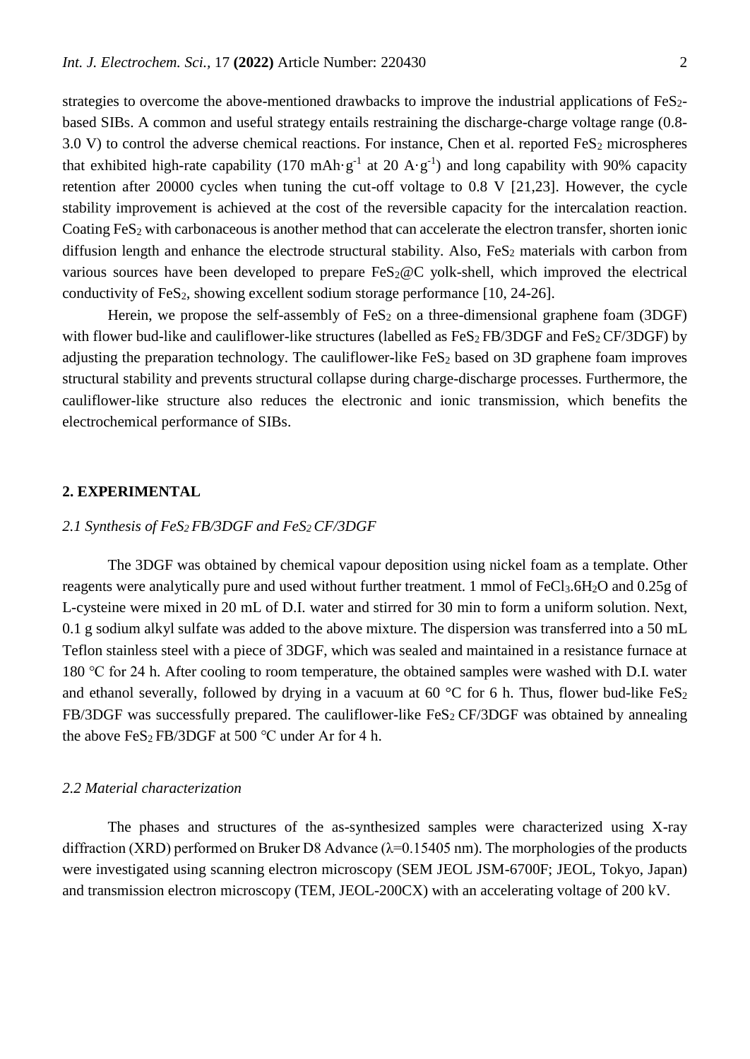strategies to overcome the above-mentioned drawbacks to improve the industrial applications of $FeS_2$-based SIBs. A common and useful strategy entails restraining the discharge-charge voltage range (0.8-3.0 V) to control the adverse chemical reactions. For instance, Chen et al. reported $FeS_2$ microspheres that exhibited high-rate capability (170 $mAh \cdot g^{-1}$ at 20 $A \cdot g^{-1}$) and long capability with 90% capacity retention after 20000 cycles when tuning the cut-off voltage to 0.8 V [21,23]. However, the cycle stability improvement is achieved at the cost of the reversible capacity for the intercalation reaction. Coating $FeS_2$ with carbonaceous is another method that can accelerate the electron transfer, shorten ionic diffusion length and enhance the electrode structural stability. Also, $FeS_2$ materials with carbon from various sources have been developed to prepare $FeS_2$@C yolk-shell, which improved the electrical conductivity of $FeS_2$, showing excellent sodium storage performance [10, 24-26].

Herein, we propose the self-assembly of $FeS_2$ on a three-dimensional graphene foam (3DGF) with flower bud-like and cauliflower-like structures (labelled as $FeS_2$ FB/3DGF and $FeS_2$ CF/3DGF) by adjusting the preparation technology. The cauliflower-like $FeS_2$ based on 3D graphene foam improves structural stability and prevents structural collapse during charge-discharge processes. Furthermore, the cauliflower-like structure also reduces the electronic and ionic transmission, which benefits the electrochemical performance of SIBs.

## 2. EXPERIMENTAL

### *2.1 Synthesis of $FeS_2$ FB/3DGF and $FeS_2$ CF/3DGF*

The 3DGF was obtained by chemical vapour deposition using nickel foam as a template. Other reagents were analytically pure and used without further treatment. 1 mmol of $FeCl_3.6H_2O$ and 0.25g of L-cysteine were mixed in 20 mL of D.I. water and stirred for 30 min to form a uniform solution. Next, 0.1 g sodium alkyl sulfate was added to the above mixture. The dispersion was transferred into a 50 mL Teflon stainless steel with a piece of 3DGF, which was sealed and maintained in a resistance furnace at 180 °C for 24 h. After cooling to room temperature, the obtained samples were washed with D.I. water and ethanol severally, followed by drying in a vacuum at 60 °C for 6 h. Thus, flower bud-like $FeS_2$ FB/3DGF was successfully prepared. The cauliflower-like $FeS_2$ CF/3DGF was obtained by annealing the above $FeS_2$ FB/3DGF at 500 °C under Ar for 4 h.

### *2.2 Material characterization*

The phases and structures of the as-synthesized samples were characterized using X-ray diffraction (XRD) performed on Bruker D8 Advance ($\lambda$=0.15405 nm). The morphologies of the products were investigated using scanning electron microscopy (SEM JEOL JSM-6700F; JEOL, Tokyo, Japan) and transmission electron microscopy (TEM, JEOL-200CX) with an accelerating voltage of 200 kV.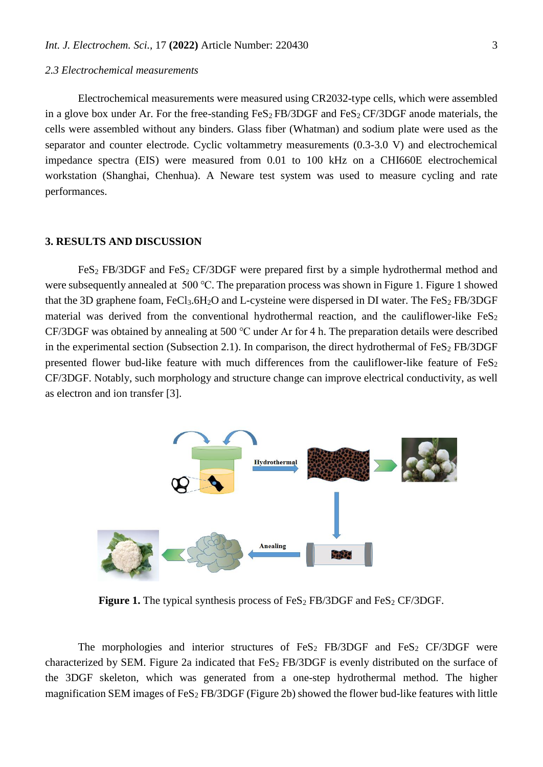### 2.3 Electrochemical measurements

Electrochemical measurements were measured using CR2032-type cells, which were assembled in a glove box under Ar. For the free-standing $FeS_2$ FB/3DGF and $FeS_2$ CF/3DGF anode materials, the cells were assembled without any binders. Glass fiber (Whatman) and sodium plate were used as the separator and counter electrode. Cyclic voltammetry measurements (0.3-3.0 V) and electrochemical impedance spectra (EIS) were measured from 0.01 to 100 kHz on a CHI660E electrochemical workstation (Shanghai, Chenhua). A Neware test system was used to measure cycling and rate performances.

## 3. RESULTS AND DISCUSSION

$FeS_2$ FB/3DGF and $FeS_2$ CF/3DGF were prepared first by a simple hydrothermal method and were subsequently annealed at 500 °C. The preparation process was shown in Figure 1. Figure 1 showed that the 3D graphene foam, $FeCl_3.6H_2O$ and L-cysteine were dispersed in DI water. The $FeS_2$ FB/3DGF material was derived from the conventional hydrothermal reaction, and the cauliflower-like $FeS_2$ CF/3DGF was obtained by annealing at 500 °C under Ar for 4 h. The preparation details were described in the experimental section (Subsection 2.1). In comparison, the direct hydrothermal of $FeS_2$ FB/3DGF presented flower bud-like feature with much differences from the cauliflower-like feature of $FeS_2$ CF/3DGF. Notably, such morphology and structure change can improve electrical conductivity, as well as electron and ion transfer [3].

**Figure 1.** The typical synthesis process of $FeS_2$ FB/3DGF and $FeS_2$ CF/3DGF.

The morphologies and interior structures of $FeS_2$ FB/3DGF and $FeS_2$ CF/3DGF were characterized by SEM. Figure 2a indicated that $FeS_2$ FB/3DGF is evenly distributed on the surface of the 3DGF skeleton, which was generated from a one-step hydrothermal method. The higher magnification SEM images of $FeS_2$ FB/3DGF (Figure 2b) showed the flower bud-like features with little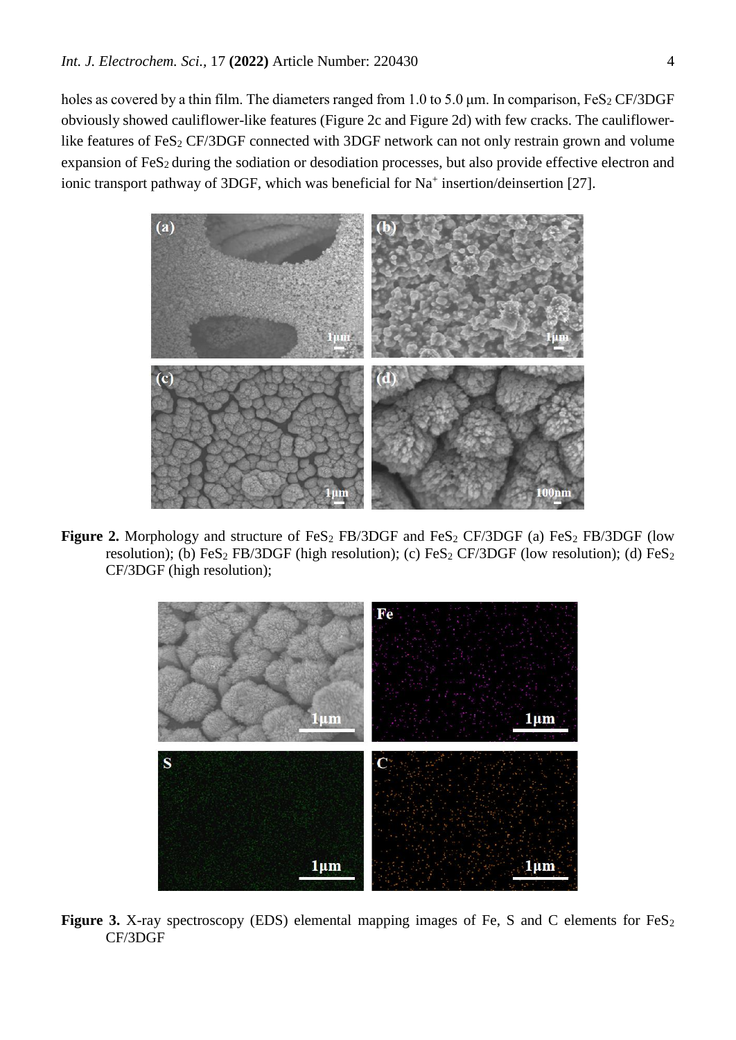holes as covered by a thin film. The diameters ranged from 1.0 to 5.0 μm. In comparison, $FeS_2$ CF/3DGF obviously showed cauliflower-like features (Figure 2c and Figure 2d) with few cracks. The cauliflower-like features of $FeS_2$ CF/3DGF connected with 3DGF network can not only restrain grown and volume expansion of $FeS_2$ during the sodiation or desodiation processes, but also provide effective electron and ionic transport pathway of 3DGF, which was beneficial for $Na^+$ insertion/deinsertion [27].

**Figure 2.** Morphology and structure of $FeS_2$ FB/3DGF and $FeS_2$ CF/3DGF (a) $FeS_2$ FB/3DGF (low resolution); (b) $FeS_2$ FB/3DGF (high resolution); (c) $FeS_2$ CF/3DGF (low resolution); (d) $FeS_2$ CF/3DGF (high resolution);

**Figure 3.** X-ray spectroscopy (EDS) elemental mapping images of Fe, S and C elements for $FeS_2$ CF/3DGF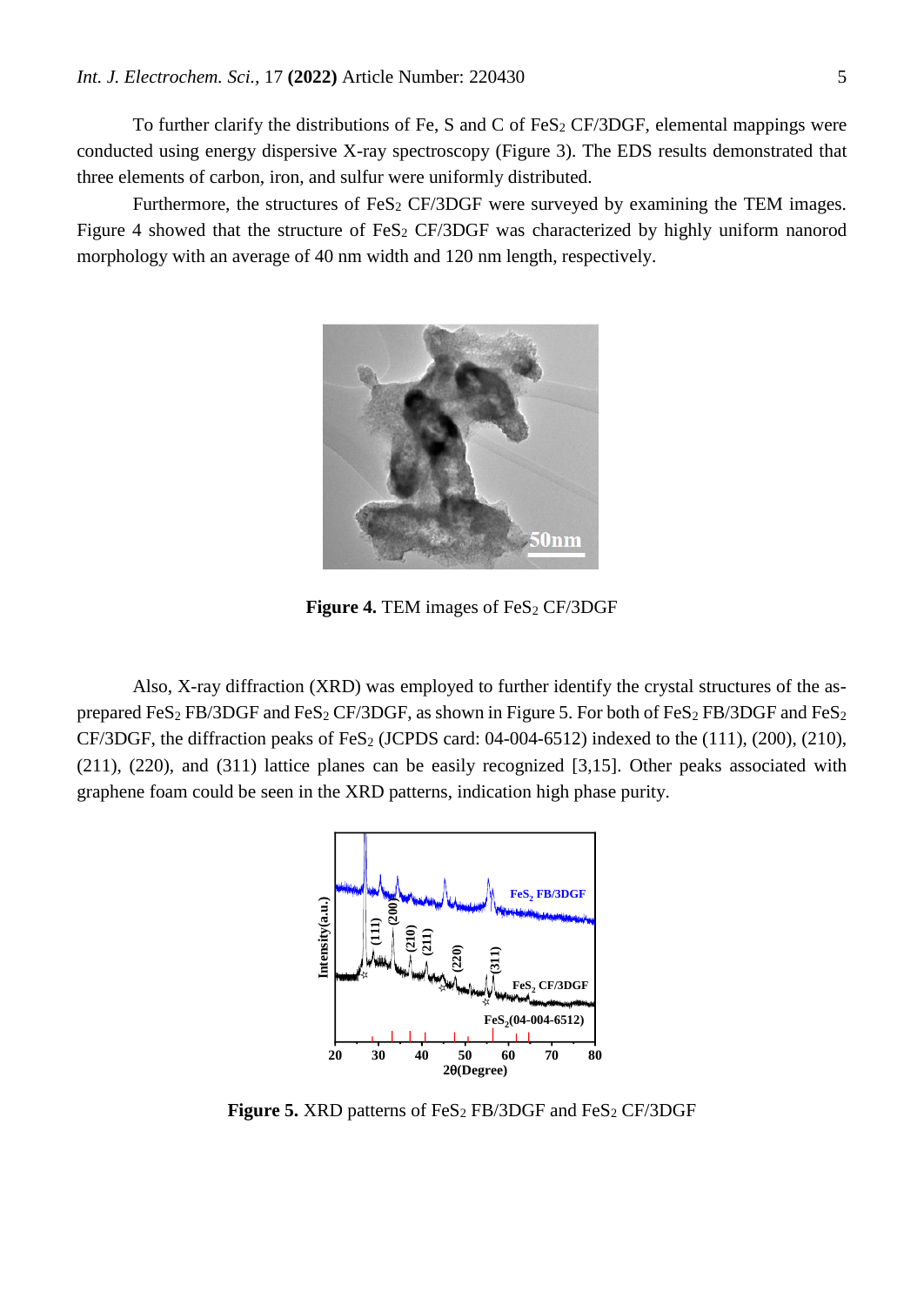To further clarify the distributions of Fe, S and C of $FeS_2$ CF/3DGF, elemental mappings were conducted using energy dispersive X-ray spectroscopy (Figure 3). The EDS results demonstrated that three elements of carbon, iron, and sulfur were uniformly distributed.

Furthermore, the structures of $FeS_2$ CF/3DGF were surveyed by examining the TEM images. Figure 4 showed that the structure of $FeS_2$ CF/3DGF was characterized by highly uniform nanorod morphology with an average of 40 nm width and 120 nm length, respectively.

**Figure 4.** TEM images of $FeS_2$ CF/3DGF

Also, X-ray diffraction (XRD) was employed to further identify the crystal structures of the as-prepared $FeS_2$ FB/3DGF and $FeS_2$ CF/3DGF, as shown in Figure 5. For both of $FeS_2$ FB/3DGF and $FeS_2$ CF/3DGF, the diffraction peaks of $FeS_2$ (JCPDS card: 04-004-6512) indexed to the (111), (200), (210), (211), (220), and (311) lattice planes can be easily recognized [3,15]. Other peaks associated with graphene foam could be seen in the XRD patterns, indication high phase purity.

**Figure 5.** XRD patterns of $FeS_2$ FB/3DGF and $FeS_2$ CF/3DGF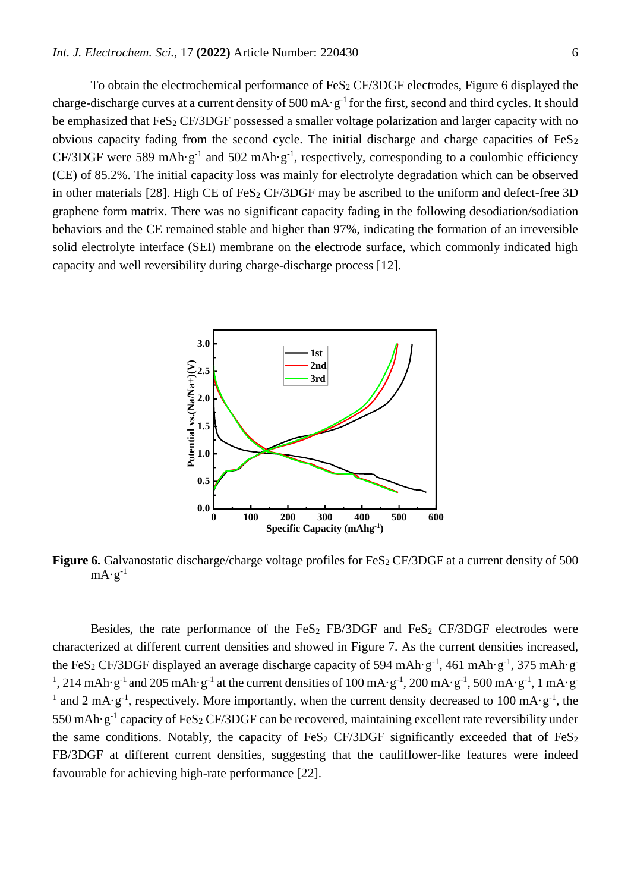To obtain the electrochemical performance of $FeS_2$ CF/3DGF electrodes, Figure 6 displayed the charge-discharge curves at a current density of 500 $mA·g^{-1}$ for the first, second and third cycles. It should be emphasized that $FeS_2$ CF/3DGF possessed a smaller voltage polarization and larger capacity with no obvious capacity fading from the second cycle. The initial discharge and charge capacities of $FeS_2$ CF/3DGF were 589 $mAh·g^{-1}$ and 502 $mAh·g^{-1}$, respectively, corresponding to a coulombic efficiency (CE) of 85.2%. The initial capacity loss was mainly for electrolyte degradation which can be observed in other materials [28]. High CE of $FeS_2$ CF/3DGF may be ascribed to the uniform and defect-free 3D graphene form matrix. There was no significant capacity fading in the following desodiation/sodiation behaviors and the CE remained stable and higher than 97%, indicating the formation of an irreversible solid electrolyte interface (SEI) membrane on the electrode surface, which commonly indicated high capacity and well reversibility during charge-discharge process [12].

**Figure 6.** Galvanostatic discharge/charge voltage profiles for $FeS_2$ CF/3DGF at a current density of 500 $mA·g^{-1}$

Besides, the rate performance of the $FeS_2$ FB/3DGF and $FeS_2$ CF/3DGF electrodes were characterized at different current densities and showed in Figure 7. As the current densities increased, the $FeS_2$ CF/3DGF displayed an average discharge capacity of 594 $mAh·g^{-1}$, 461 $mAh·g^{-1}$, 375 $mAh·g^{-1}$, 214 $mAh·g^{-1}$ and 205 $mAh·g^{-1}$ at the current densities of 100 $mA·g^{-1}$, 200 $mA·g^{-1}$, 500 $mA·g^{-1}$, 1 $mA·g^{-1}$ and 2 $mA·g^{-1}$, respectively. More importantly, when the current density decreased to 100 $mA·g^{-1}$, the 550 $mAh·g^{-1}$ capacity of $FeS_2$ CF/3DGF can be recovered, maintaining excellent rate reversibility under the same conditions. Notably, the capacity of $FeS_2$ CF/3DGF significantly exceeded that of $FeS_2$ FB/3DGF at different current densities, suggesting that the cauliflower-like features were indeed favourable for achieving high-rate performance [22].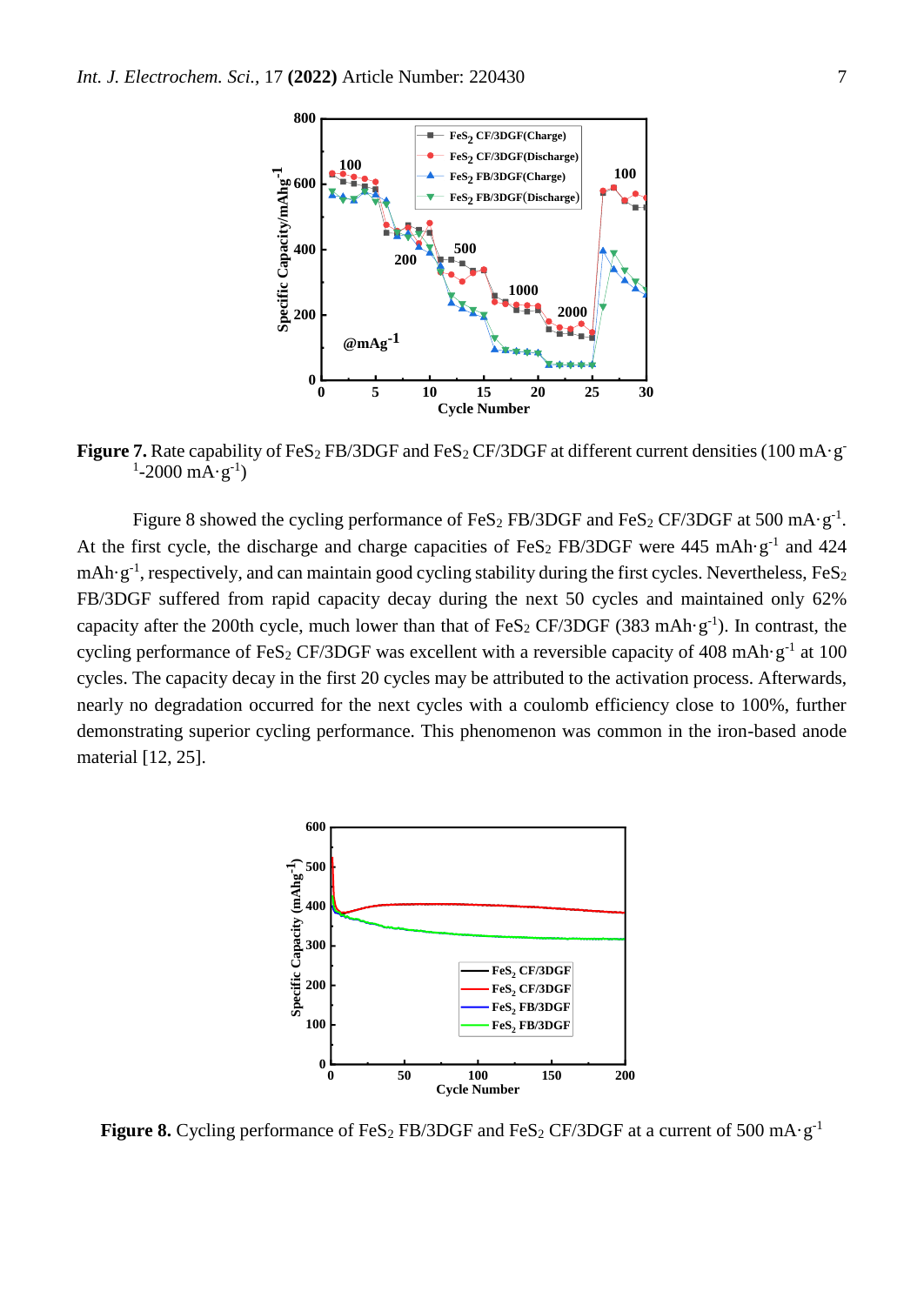**Figure 7.** Rate capability of $FeS_2$ FB/3DGF and $FeS_2$ CF/3DGF at different current densities (100 $mA \cdot g^{-1}$-2000 $mA \cdot g^{-1}$)

Figure 8 showed the cycling performance of $FeS_2$ FB/3DGF and $FeS_2$ CF/3DGF at 500 $mA \cdot g^{-1}$. At the first cycle, the discharge and charge capacities of $FeS_2$ FB/3DGF were 445 $mAh \cdot g^{-1}$ and 424 $mAh \cdot g^{-1}$, respectively, and can maintain good cycling stability during the first cycles. Nevertheless, $FeS_2$ FB/3DGF suffered from rapid capacity decay during the next 50 cycles and maintained only 62% capacity after the 200th cycle, much lower than that of $FeS_2$ CF/3DGF (383 $mAh \cdot g^{-1}$). In contrast, the cycling performance of $FeS_2$ CF/3DGF was excellent with a reversible capacity of 408 $mAh \cdot g^{-1}$ at 100 cycles. The capacity decay in the first 20 cycles may be attributed to the activation process. Afterwards, nearly no degradation occurred for the next cycles with a coulomb efficiency close to 100%, further demonstrating superior cycling performance. This phenomenon was common in the iron-based anode material [12, 25].

**Figure 8.** Cycling performance of $FeS_2$ FB/3DGF and $FeS_2$ CF/3DGF at a current of 500 $mA \cdot g^{-1}$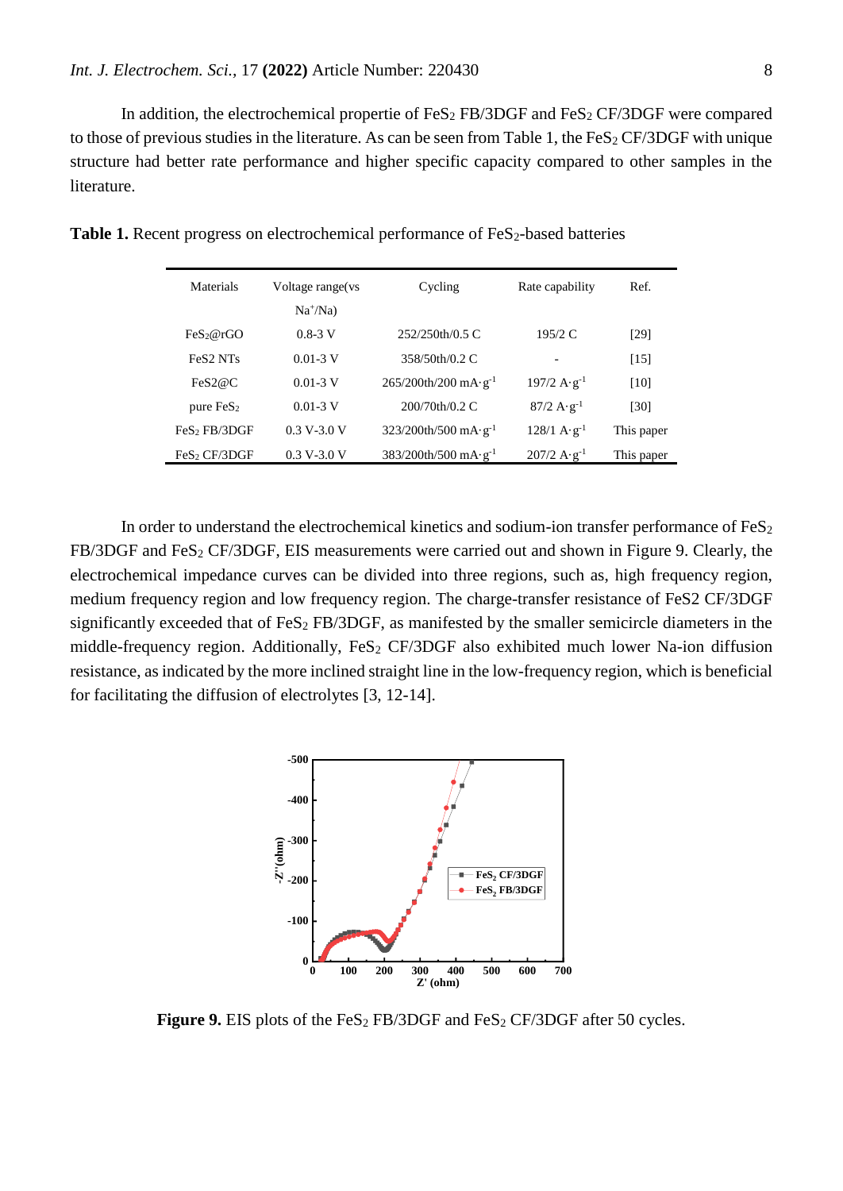In addition, the electrochemical propertie of $FeS_2$ FB/3DGF and $FeS_2$ CF/3DGF were compared to those of previous studies in the literature. As can be seen from Table 1, the $FeS_2$ CF/3DGF with unique structure had better rate performance and higher specific capacity compared to other samples in the literature.

**Table 1.** Recent progress on electrochemical performance of $FeS_2$-based batteries

| Materials | Voltage range(vs $Na^+/Na$) | Cycling | Rate capability | Ref. |
|---|---|---|---|---|
| $FeS_2$@rGO | 0.8-3 V | 252/250th/0.5 C | 195/2 C | [29] |
| FeS2 NTs | 0.01-3 V | 358/50th/0.2 C | - | [15] |
| FeS2@C | 0.01-3 V | 265/200th/200 $mA \cdot g^{-1}$ | 197/2 $A \cdot g^{-1}$ | [10] |
| pure $FeS_2$ | 0.01-3 V | 200/70th/0.2 C | 87/2 $A \cdot g^{-1}$ | [30] |
| $FeS_2$ FB/3DGF | 0.3 V-3.0 V | 323/200th/500 $mA \cdot g^{-1}$ | 128/1 $A \cdot g^{-1}$ | This paper |
| $FeS_2$ CF/3DGF | 0.3 V-3.0 V | 383/200th/500 $mA \cdot g^{-1}$ | 207/2 $A \cdot g^{-1}$ | This paper |

In order to understand the electrochemical kinetics and sodium-ion transfer performance of $FeS_2$ FB/3DGF and $FeS_2$ CF/3DGF, EIS measurements were carried out and shown in Figure 9. Clearly, the electrochemical impedance curves can be divided into three regions, such as, high frequency region, medium frequency region and low frequency region. The charge-transfer resistance of FeS2 CF/3DGF significantly exceeded that of $FeS_2$ FB/3DGF, as manifested by the smaller semicircle diameters in the middle-frequency region. Additionally, $FeS_2$ CF/3DGF also exhibited much lower Na-ion diffusion resistance, as indicated by the more inclined straight line in the low-frequency region, which is beneficial for facilitating the diffusion of electrolytes [3, 12-14].

**Figure 9.** EIS plots of the $FeS_2$ FB/3DGF and $FeS_2$ CF/3DGF after 50 cycles.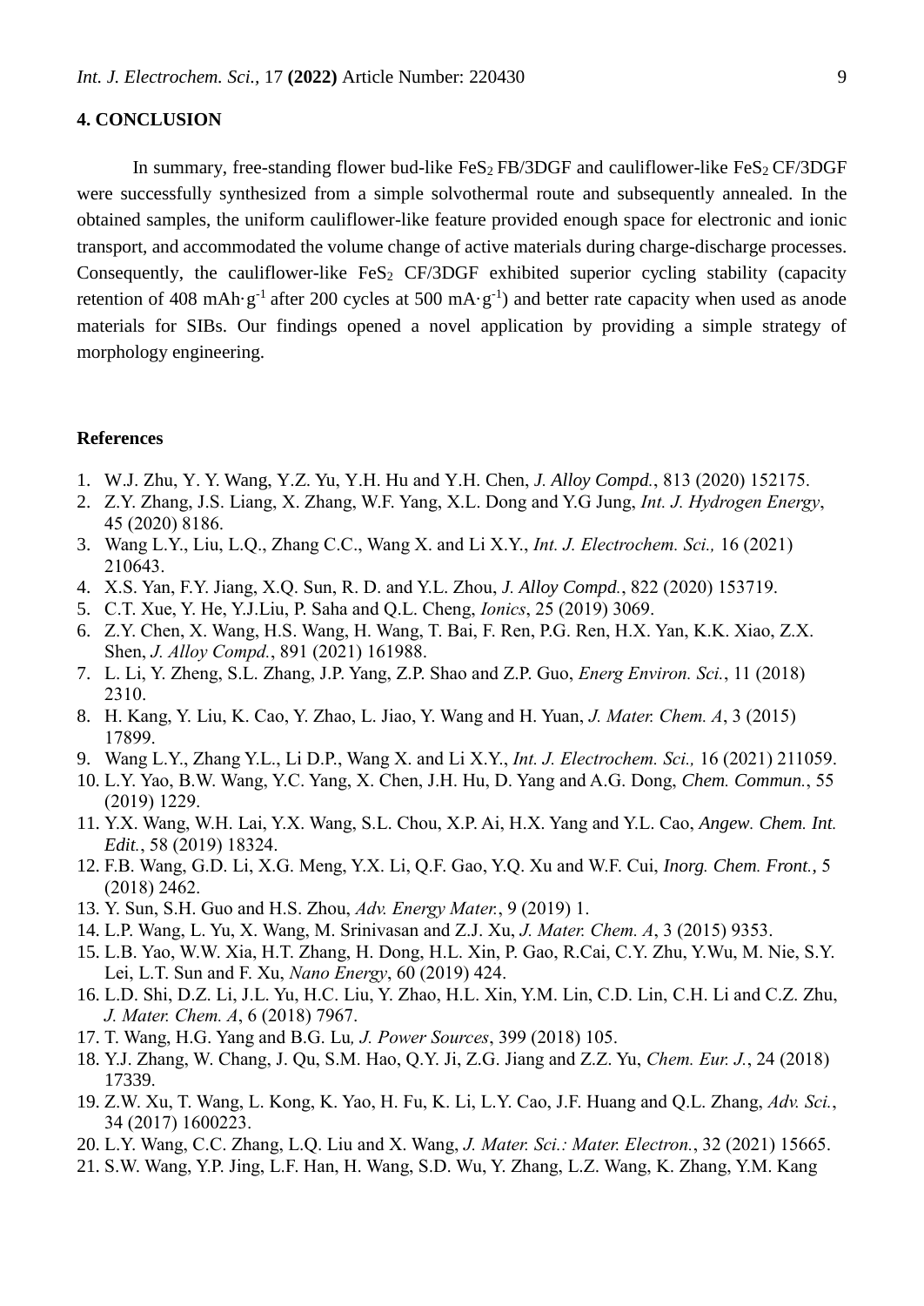## 4. CONCLUSION

In summary, free-standing flower bud-like $FeS_2$ FB/3DGF and cauliflower-like $FeS_2$ CF/3DGF were successfully synthesized from a simple solvothermal route and subsequently annealed. In the obtained samples, the uniform cauliflower-like feature provided enough space for electronic and ionic transport, and accommodated the volume change of active materials during charge-discharge processes. Consequently, the cauliflower-like $FeS_2$ CF/3DGF exhibited superior cycling stability (capacity retention of 408 $mAh \cdot g^{-1}$ after 200 cycles at 500 $mA \cdot g^{-1}$) and better rate capacity when used as anode materials for SIBs. Our findings opened a novel application by providing a simple strategy of morphology engineering.

## References

1. W.J. Zhu, Y. Y. Wang, Y.Z. Yu, Y.H. Hu and Y.H. Chen, *J. Alloy Compd.*, 813 (2020) 152175.
2. Z.Y. Zhang, J.S. Liang, X. Zhang, W.F. Yang, X.L. Dong and Y.G Jung, *Int. J. Hydrogen Energy*, 45 (2020) 8186.
3. Wang L.Y., Liu, L.Q., Zhang C.C., Wang X. and Li X.Y., *Int. J. Electrochem. Sci.,* 16 (2021) 210643.
4. X.S. Yan, F.Y. Jiang, X.Q. Sun, R. D. and Y.L. Zhou, *J. Alloy Compd.*, 822 (2020) 153719.
5. C.T. Xue, Y. He, Y.J.Liu, P. Saha and Q.L. Cheng, *Ionics*, 25 (2019) 3069.
6. Z.Y. Chen, X. Wang, H.S. Wang, H. Wang, T. Bai, F. Ren, P.G. Ren, H.X. Yan, K.K. Xiao, Z.X. Shen, *J. Alloy Compd.*, 891 (2021) 161988.
7. L. Li, Y. Zheng, S.L. Zhang, J.P. Yang, Z.P. Shao and Z.P. Guo, *Energ Environ. Sci.*, 11 (2018) 2310.
8. H. Kang, Y. Liu, K. Cao, Y. Zhao, L. Jiao, Y. Wang and H. Yuan, *J. Mater. Chem. A*, 3 (2015) 17899.
9. Wang L.Y., Zhang Y.L., Li D.P., Wang X. and Li X.Y., *Int. J. Electrochem. Sci.,* 16 (2021) 211059.
10. L.Y. Yao, B.W. Wang, Y.C. Yang, X. Chen, J.H. Hu, D. Yang and A.G. Dong, *Chem. Commun.*, 55 (2019) 1229.
11. Y.X. Wang, W.H. Lai, Y.X. Wang, S.L. Chou, X.P. Ai, H.X. Yang and Y.L. Cao, *Angew. Chem. Int. Edit.*, 58 (2019) 18324.
12. F.B. Wang, G.D. Li, X.G. Meng, Y.X. Li, Q.F. Gao, Y.Q. Xu and W.F. Cui, *Inorg. Chem. Front.*, 5 (2018) 2462.
13. Y. Sun, S.H. Guo and H.S. Zhou, *Adv. Energy Mater.*, 9 (2019) 1.
14. L.P. Wang, L. Yu, X. Wang, M. Srinivasan and Z.J. Xu, *J. Mater. Chem. A*, 3 (2015) 9353.
15. L.B. Yao, W.W. Xia, H.T. Zhang, H. Dong, H.L. Xin, P. Gao, R.Cai, C.Y. Zhu, Y.Wu, M. Nie, S.Y. Lei, L.T. Sun and F. Xu, *Nano Energy*, 60 (2019) 424.
16. L.D. Shi, D.Z. Li, J.L. Yu, H.C. Liu, Y. Zhao, H.L. Xin, Y.M. Lin, C.D. Lin, C.H. Li and C.Z. Zhu, *J. Mater. Chem. A*, 6 (2018) 7967.
17. T. Wang, H.G. Yang and B.G. Lu, *J. Power Sources*, 399 (2018) 105.
18. Y.J. Zhang, W. Chang, J. Qu, S.M. Hao, Q.Y. Ji, Z.G. Jiang and Z.Z. Yu, *Chem. Eur. J.*, 24 (2018) 17339.
19. Z.W. Xu, T. Wang, L. Kong, K. Yao, H. Fu, K. Li, L.Y. Cao, J.F. Huang and Q.L. Zhang, *Adv. Sci.*, 34 (2017) 1600223.
20. L.Y. Wang, C.C. Zhang, L.Q. Liu and X. Wang, *J. Mater. Sci.: Mater. Electron.*, 32 (2021) 15665.
21. S.W. Wang, Y.P. Jing, L.F. Han, H. Wang, S.D. Wu, Y. Zhang, L.Z. Wang, K. Zhang, Y.M. Kang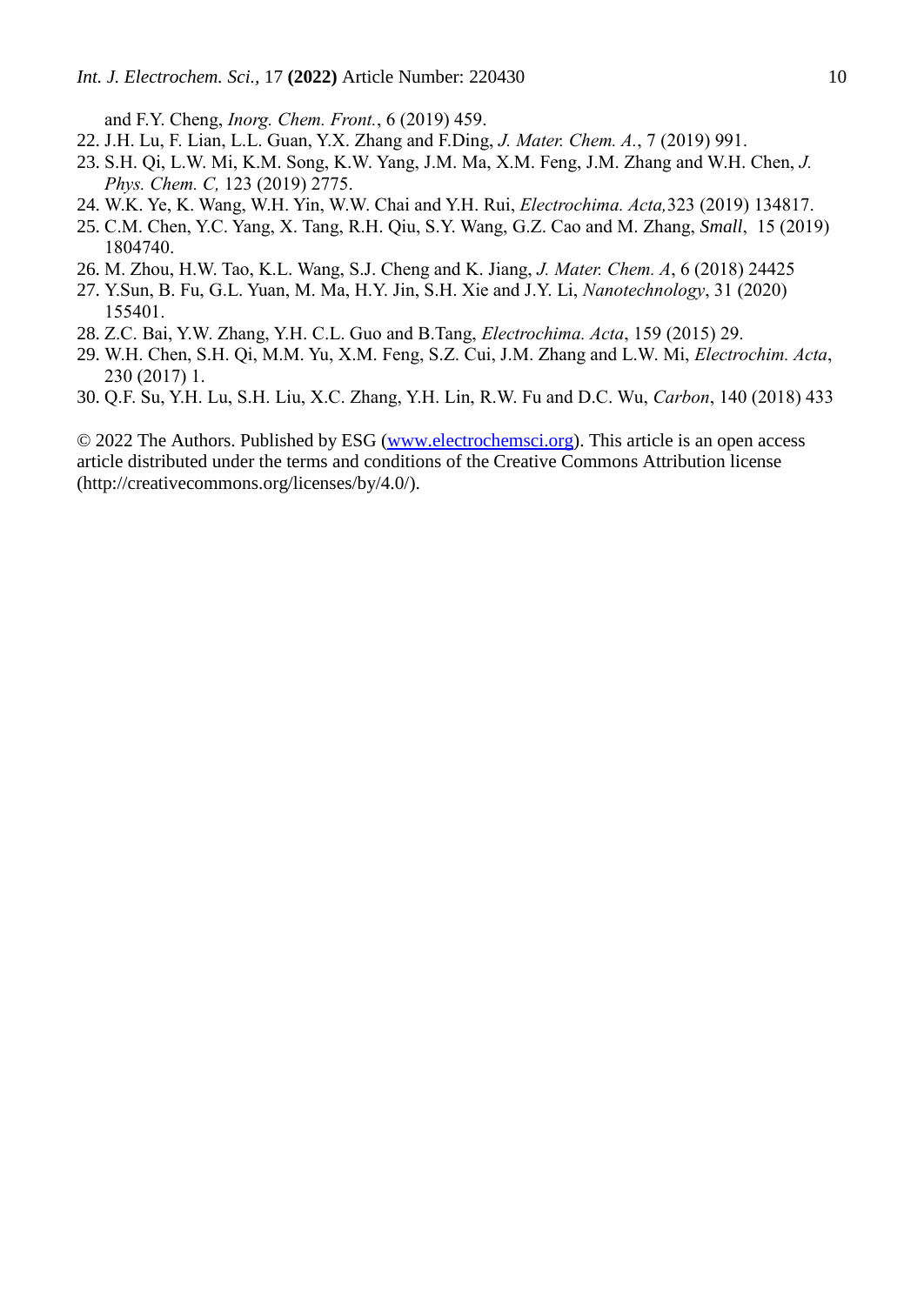and F.Y. Cheng, *Inorg. Chem. Front.*, 6 (2019) 459.

22. J.H. Lu, F. Lian, L.L. Guan, Y.X. Zhang and F.Ding, *J. Mater. Chem. A.*, 7 (2019) 991.
23. S.H. Qi, L.W. Mi, K.M. Song, K.W. Yang, J.M. Ma, X.M. Feng, J.M. Zhang and W.H. Chen, *J. Phys. Chem. C,* 123 (2019) 2775.
24. W.K. Ye, K. Wang, W.H. Yin, W.W. Chai and Y.H. Rui, *Electrochima. Acta,*323 (2019) 134817.
25. C.M. Chen, Y.C. Yang, X. Tang, R.H. Qiu, S.Y. Wang, G.Z. Cao and M. Zhang, *Small*, 15 (2019) 1804740.
26. M. Zhou, H.W. Tao, K.L. Wang, S.J. Cheng and K. Jiang, *J. Mater. Chem. A*, 6 (2018) 24425
27. Y.Sun, B. Fu, G.L. Yuan, M. Ma, H.Y. Jin, S.H. Xie and J.Y. Li, *Nanotechnology*, 31 (2020) 155401.
28. Z.C. Bai, Y.W. Zhang, Y.H. C.L. Guo and B.Tang, *Electrochima. Acta*, 159 (2015) 29.
29. W.H. Chen, S.H. Qi, M.M. Yu, X.M. Feng, S.Z. Cui, J.M. Zhang and L.W. Mi, *Electrochim. Acta*, 230 (2017) 1.
30. Q.F. Su, Y.H. Lu, S.H. Liu, X.C. Zhang, Y.H. Lin, R.W. Fu and D.C. Wu, *Carbon*, 140 (2018) 433

© 2022 The Authors. Published by ESG (www.electrochemsci.org). This article is an open access article distributed under the terms and conditions of the Creative Commons Attribution license (http://creativecommons.org/licenses/by/4.0/).